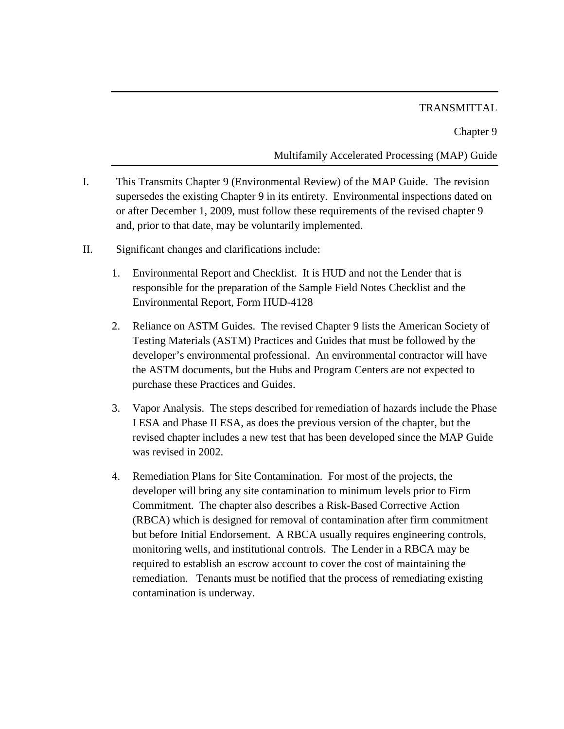TRANSMITTAL

Chapter 9

Multifamily Accelerated Processing (MAP) Guide

---

I. This Transmits Chapter 9 (Environmental Review) of the MAP Guide. The revision supersedes the existing Chapter 9 in its entirety. Environmental inspections dated on or after December 1, 2009, must follow these requirements of the revised chapter 9 and, prior to that date, may be voluntarily implemented.

II. Significant changes and clarifications include:

1. Environmental Report and Checklist. It is HUD and not the Lender that is responsible for the preparation of the Sample Field Notes Checklist and the Environmental Report, Form HUD-4128

2. Reliance on ASTM Guides. The revised Chapter 9 lists the American Society of Testing Materials (ASTM) Practices and Guides that must be followed by the developer's environmental professional. An environmental contractor will have the ASTM documents, but the Hubs and Program Centers are not expected to purchase these Practices and Guides.

3. Vapor Analysis. The steps described for remediation of hazards include the Phase I ESA and Phase II ESA, as does the previous version of the chapter, but the revised chapter includes a new test that has been developed since the MAP Guide was revised in 2002.

4. Remediation Plans for Site Contamination. For most of the projects, the developer will bring any site contamination to minimum levels prior to Firm Commitment. The chapter also describes a Risk-Based Corrective Action (RBCA) which is designed for removal of contamination after firm commitment but before Initial Endorsement. A RBCA usually requires engineering controls, monitoring wells, and institutional controls. The Lender in a RBCA may be required to establish an escrow account to cover the cost of maintaining the remediation. Tenants must be notified that the process of remediating existing contamination is underway.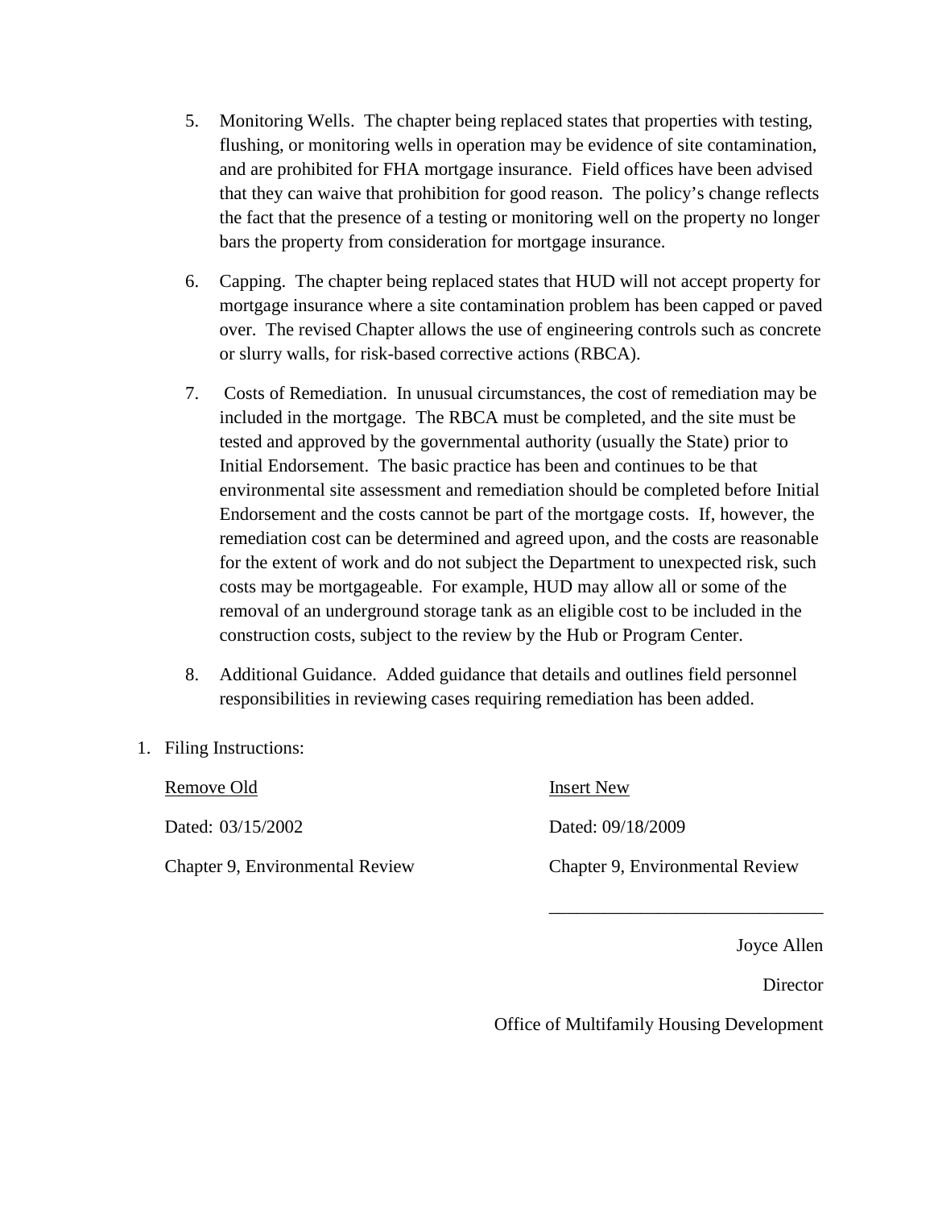5. Monitoring Wells. The chapter being replaced states that properties with testing, flushing, or monitoring wells in operation may be evidence of site contamination, and are prohibited for FHA mortgage insurance. Field offices have been advised that they can waive that prohibition for good reason. The policy's change reflects the fact that the presence of a testing or monitoring well on the property no longer bars the property from consideration for mortgage insurance.

6. Capping. The chapter being replaced states that HUD will not accept property for mortgage insurance where a site contamination problem has been capped or paved over. The revised Chapter allows the use of engineering controls such as concrete or slurry walls, for risk-based corrective actions (RBCA).

7. Costs of Remediation. In unusual circumstances, the cost of remediation may be included in the mortgage. The RBCA must be completed, and the site must be tested and approved by the governmental authority (usually the State) prior to Initial Endorsement. The basic practice has been and continues to be that environmental site assessment and remediation should be completed before Initial Endorsement and the costs cannot be part of the mortgage costs. If, however, the remediation cost can be determined and agreed upon, and the costs are reasonable for the extent of work and do not subject the Department to unexpected risk, such costs may be mortgageable. For example, HUD may allow all or some of the removal of an underground storage tank as an eligible cost to be included in the construction costs, subject to the review by the Hub or Program Center.

8. Additional Guidance. Added guidance that details and outlines field personnel responsibilities in reviewing cases requiring remediation has been added.

1. Filing Instructions:

| Remove Old | Insert New |
| --- | --- |
| Dated: 03/15/2002 | Dated: 09/18/2009 |
| Chapter 9, Environmental Review | Chapter 9, Environmental Review |

______________________________

Joyce Allen

Director

Office of Multifamily Housing Development